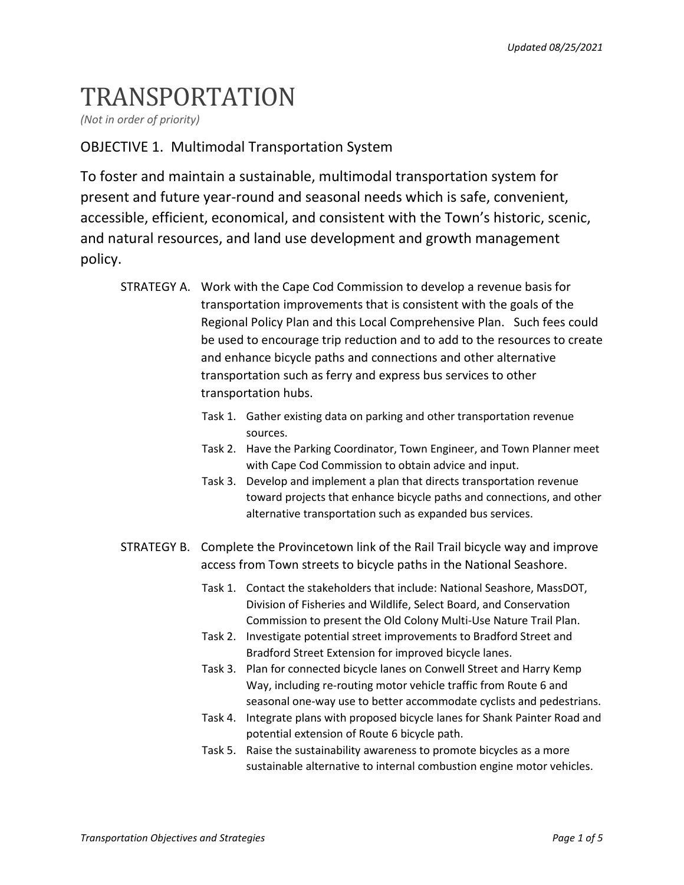*Updated 08/25/2021*

# TRANSPORTATION

*(Not in order of priority)*

## OBJECTIVE 1. Multimodal Transportation System

To foster and maintain a sustainable, multimodal transportation system for present and future year-round and seasonal needs which is safe, convenient, accessible, efficient, economical, and consistent with the Town's historic, scenic, and natural resources, and land use development and growth management policy.

STRATEGY A. Work with the Cape Cod Commission to develop a revenue basis for transportation improvements that is consistent with the goals of the Regional Policy Plan and this Local Comprehensive Plan. Such fees could be used to encourage trip reduction and to add to the resources to create and enhance bicycle paths and connections and other alternative transportation such as ferry and express bus services to other transportation hubs.

- Task 1. Gather existing data on parking and other transportation revenue sources.
- Task 2. Have the Parking Coordinator, Town Engineer, and Town Planner meet with Cape Cod Commission to obtain advice and input.
- Task 3. Develop and implement a plan that directs transportation revenue toward projects that enhance bicycle paths and connections, and other alternative transportation such as expanded bus services.

STRATEGY B. Complete the Provincetown link of the Rail Trail bicycle way and improve access from Town streets to bicycle paths in the National Seashore.

- Task 1. Contact the stakeholders that include: National Seashore, MassDOT, Division of Fisheries and Wildlife, Select Board, and Conservation Commission to present the Old Colony Multi-Use Nature Trail Plan.
- Task 2. Investigate potential street improvements to Bradford Street and Bradford Street Extension for improved bicycle lanes.
- Task 3. Plan for connected bicycle lanes on Conwell Street and Harry Kemp Way, including re-routing motor vehicle traffic from Route 6 and seasonal one-way use to better accommodate cyclists and pedestrians.
- Task 4. Integrate plans with proposed bicycle lanes for Shank Painter Road and potential extension of Route 6 bicycle path.
- Task 5. Raise the sustainability awareness to promote bicycles as a more sustainable alternative to internal combustion engine motor vehicles.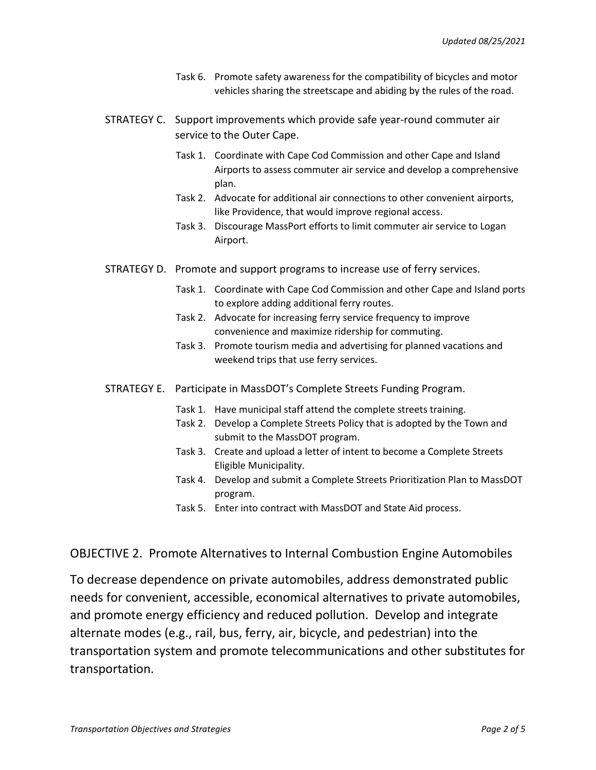Task 6. Promote safety awareness for the compatibility of bicycles and motor vehicles sharing the streetscape and abiding by the rules of the road.

STRATEGY C. Support improvements which provide safe year-round commuter air service to the Outer Cape.

- Task 1. Coordinate with Cape Cod Commission and other Cape and Island Airports to assess commuter air service and develop a comprehensive plan.
- Task 2. Advocate for additional air connections to other convenient airports, like Providence, that would improve regional access.
- Task 3. Discourage MassPort efforts to limit commuter air service to Logan Airport.

STRATEGY D. Promote and support programs to increase use of ferry services.

- Task 1. Coordinate with Cape Cod Commission and other Cape and Island ports to explore adding additional ferry routes.
- Task 2. Advocate for increasing ferry service frequency to improve convenience and maximize ridership for commuting.
- Task 3. Promote tourism media and advertising for planned vacations and weekend trips that use ferry services.

STRATEGY E. Participate in MassDOT's Complete Streets Funding Program.

- Task 1. Have municipal staff attend the complete streets training.
- Task 2. Develop a Complete Streets Policy that is adopted by the Town and submit to the MassDOT program.
- Task 3. Create and upload a letter of intent to become a Complete Streets Eligible Municipality.
- Task 4. Develop and submit a Complete Streets Prioritization Plan to MassDOT program.
- Task 5. Enter into contract with MassDOT and State Aid process.

## OBJECTIVE 2. Promote Alternatives to Internal Combustion Engine Automobiles

To decrease dependence on private automobiles, address demonstrated public needs for convenient, accessible, economical alternatives to private automobiles, and promote energy efficiency and reduced pollution. Develop and integrate alternate modes (e.g., rail, bus, ferry, air, bicycle, and pedestrian) into the transportation system and promote telecommunications and other substitutes for transportation.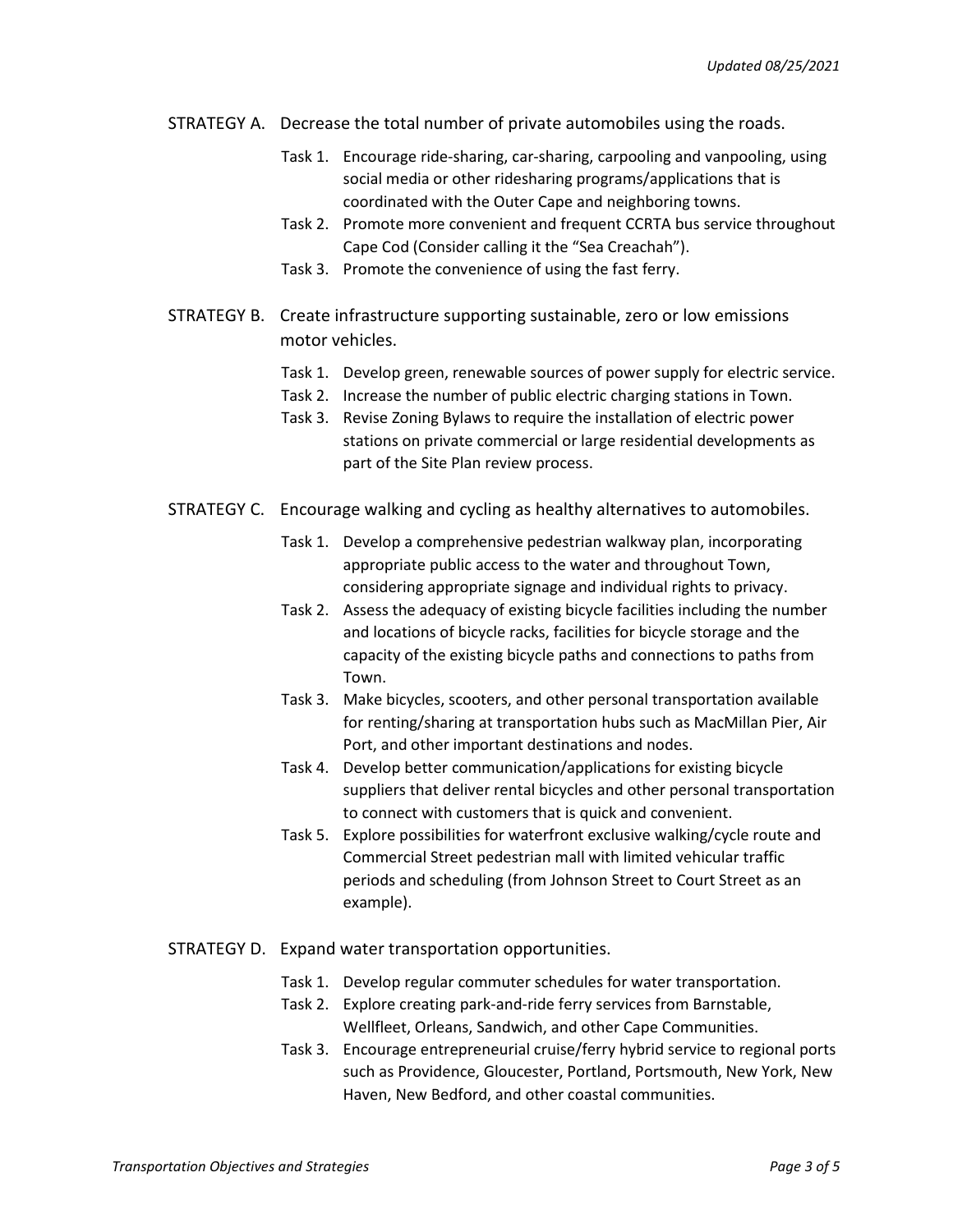## STRATEGY A. Decrease the total number of private automobiles using the roads.

- Task 1. Encourage ride-sharing, car-sharing, carpooling and vanpooling, using social media or other ridesharing programs/applications that is coordinated with the Outer Cape and neighboring towns.
- Task 2. Promote more convenient and frequent CCRTA bus service throughout Cape Cod (Consider calling it the "Sea Creachah").
- Task 3. Promote the convenience of using the fast ferry.

## STRATEGY B. Create infrastructure supporting sustainable, zero or low emissions motor vehicles.

- Task 1. Develop green, renewable sources of power supply for electric service.
- Task 2. Increase the number of public electric charging stations in Town.
- Task 3. Revise Zoning Bylaws to require the installation of electric power stations on private commercial or large residential developments as part of the Site Plan review process.

## STRATEGY C. Encourage walking and cycling as healthy alternatives to automobiles.

- Task 1. Develop a comprehensive pedestrian walkway plan, incorporating appropriate public access to the water and throughout Town, considering appropriate signage and individual rights to privacy.
- Task 2. Assess the adequacy of existing bicycle facilities including the number and locations of bicycle racks, facilities for bicycle storage and the capacity of the existing bicycle paths and connections to paths from Town.
- Task 3. Make bicycles, scooters, and other personal transportation available for renting/sharing at transportation hubs such as MacMillan Pier, Air Port, and other important destinations and nodes.
- Task 4. Develop better communication/applications for existing bicycle suppliers that deliver rental bicycles and other personal transportation to connect with customers that is quick and convenient.
- Task 5. Explore possibilities for waterfront exclusive walking/cycle route and Commercial Street pedestrian mall with limited vehicular traffic periods and scheduling (from Johnson Street to Court Street as an example).

## STRATEGY D. Expand water transportation opportunities.

- Task 1. Develop regular commuter schedules for water transportation.
- Task 2. Explore creating park-and-ride ferry services from Barnstable, Wellfleet, Orleans, Sandwich, and other Cape Communities.
- Task 3. Encourage entrepreneurial cruise/ferry hybrid service to regional ports such as Providence, Gloucester, Portland, Portsmouth, New York, New Haven, New Bedford, and other coastal communities.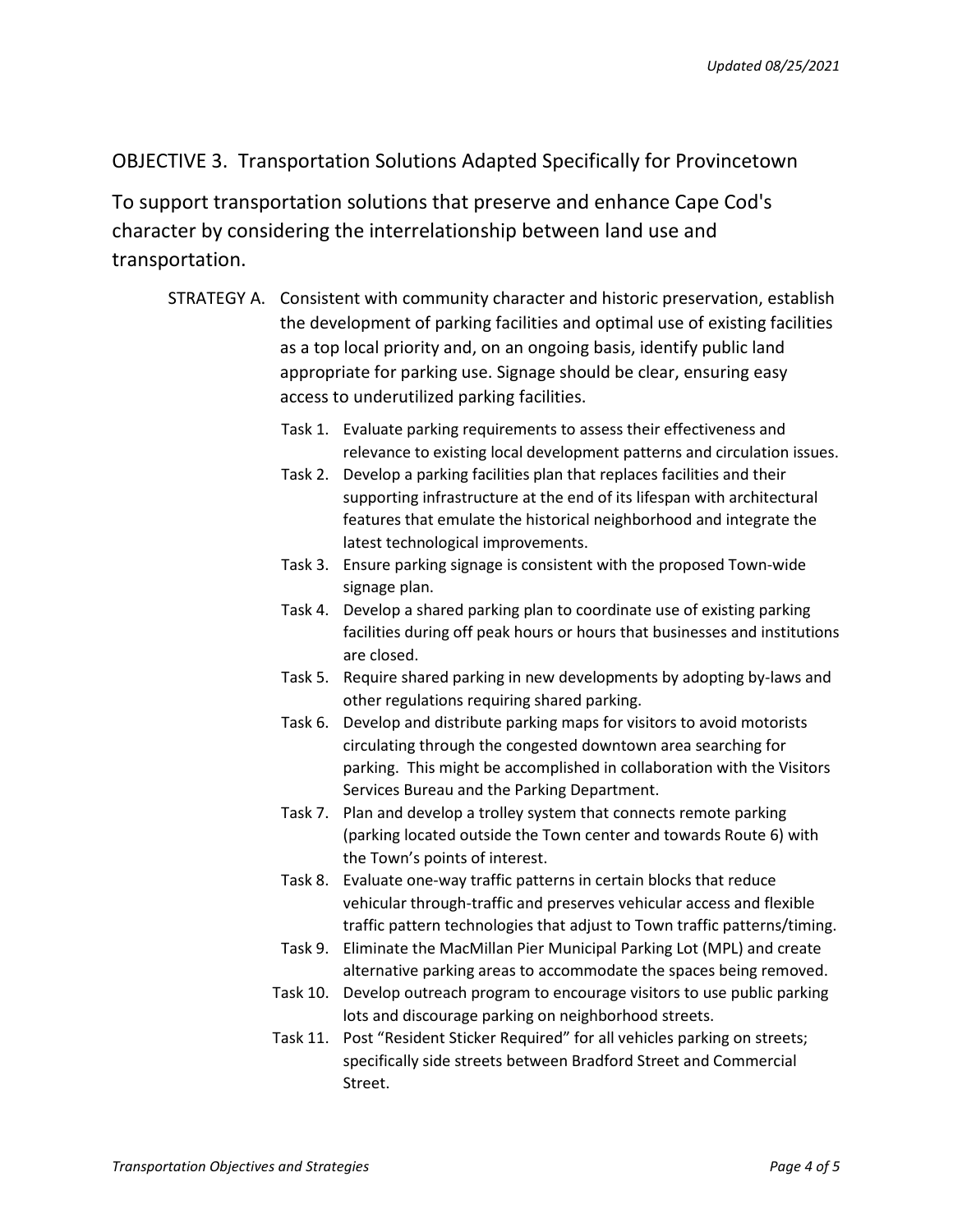## OBJECTIVE 3. Transportation Solutions Adapted Specifically for Provincetown

To support transportation solutions that preserve and enhance Cape Cod's character by considering the interrelationship between land use and transportation.

STRATEGY A. Consistent with community character and historic preservation, establish the development of parking facilities and optimal use of existing facilities as a top local priority and, on an ongoing basis, identify public land appropriate for parking use. Signage should be clear, ensuring easy access to underutilized parking facilities.

- Task 1. Evaluate parking requirements to assess their effectiveness and relevance to existing local development patterns and circulation issues.
- Task 2. Develop a parking facilities plan that replaces facilities and their supporting infrastructure at the end of its lifespan with architectural features that emulate the historical neighborhood and integrate the latest technological improvements.
- Task 3. Ensure parking signage is consistent with the proposed Town-wide signage plan.
- Task 4. Develop a shared parking plan to coordinate use of existing parking facilities during off peak hours or hours that businesses and institutions are closed.
- Task 5. Require shared parking in new developments by adopting by-laws and other regulations requiring shared parking.
- Task 6. Develop and distribute parking maps for visitors to avoid motorists circulating through the congested downtown area searching for parking. This might be accomplished in collaboration with the Visitors Services Bureau and the Parking Department.
- Task 7. Plan and develop a trolley system that connects remote parking (parking located outside the Town center and towards Route 6) with the Town's points of interest.
- Task 8. Evaluate one-way traffic patterns in certain blocks that reduce vehicular through-traffic and preserves vehicular access and flexible traffic pattern technologies that adjust to Town traffic patterns/timing.
- Task 9. Eliminate the MacMillan Pier Municipal Parking Lot (MPL) and create alternative parking areas to accommodate the spaces being removed.
- Task 10. Develop outreach program to encourage visitors to use public parking lots and discourage parking on neighborhood streets.
- Task 11. Post "Resident Sticker Required" for all vehicles parking on streets; specifically side streets between Bradford Street and Commercial Street.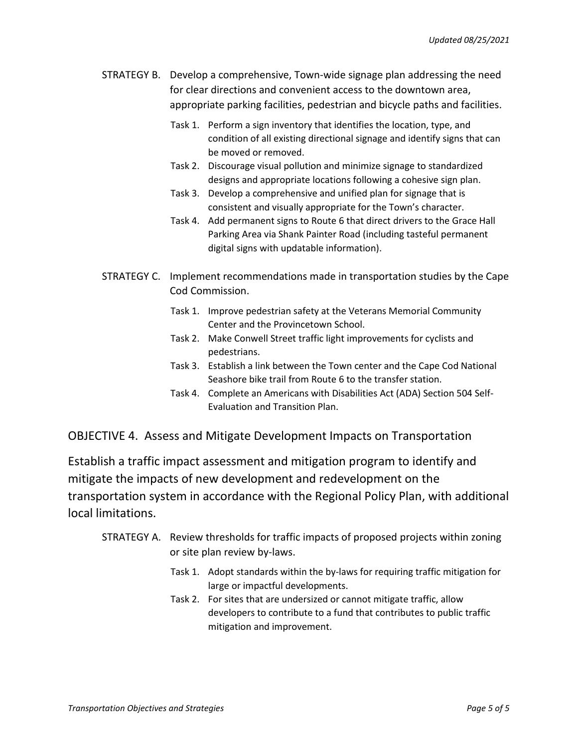STRATEGY B. Develop a comprehensive, Town-wide signage plan addressing the need for clear directions and convenient access to the downtown area, appropriate parking facilities, pedestrian and bicycle paths and facilities.

- Task 1. Perform a sign inventory that identifies the location, type, and condition of all existing directional signage and identify signs that can be moved or removed.
- Task 2. Discourage visual pollution and minimize signage to standardized designs and appropriate locations following a cohesive sign plan.
- Task 3. Develop a comprehensive and unified plan for signage that is consistent and visually appropriate for the Town's character.
- Task 4. Add permanent signs to Route 6 that direct drivers to the Grace Hall Parking Area via Shank Painter Road (including tasteful permanent digital signs with updatable information).

STRATEGY C. Implement recommendations made in transportation studies by the Cape Cod Commission.

- Task 1. Improve pedestrian safety at the Veterans Memorial Community Center and the Provincetown School.
- Task 2. Make Conwell Street traffic light improvements for cyclists and pedestrians.
- Task 3. Establish a link between the Town center and the Cape Cod National Seashore bike trail from Route 6 to the transfer station.
- Task 4. Complete an Americans with Disabilities Act (ADA) Section 504 Self-Evaluation and Transition Plan.

## OBJECTIVE 4. Assess and Mitigate Development Impacts on Transportation

Establish a traffic impact assessment and mitigation program to identify and mitigate the impacts of new development and redevelopment on the transportation system in accordance with the Regional Policy Plan, with additional local limitations.

STRATEGY A. Review thresholds for traffic impacts of proposed projects within zoning or site plan review by-laws.

- Task 1. Adopt standards within the by-laws for requiring traffic mitigation for large or impactful developments.
- Task 2. For sites that are undersized or cannot mitigate traffic, allow developers to contribute to a fund that contributes to public traffic mitigation and improvement.